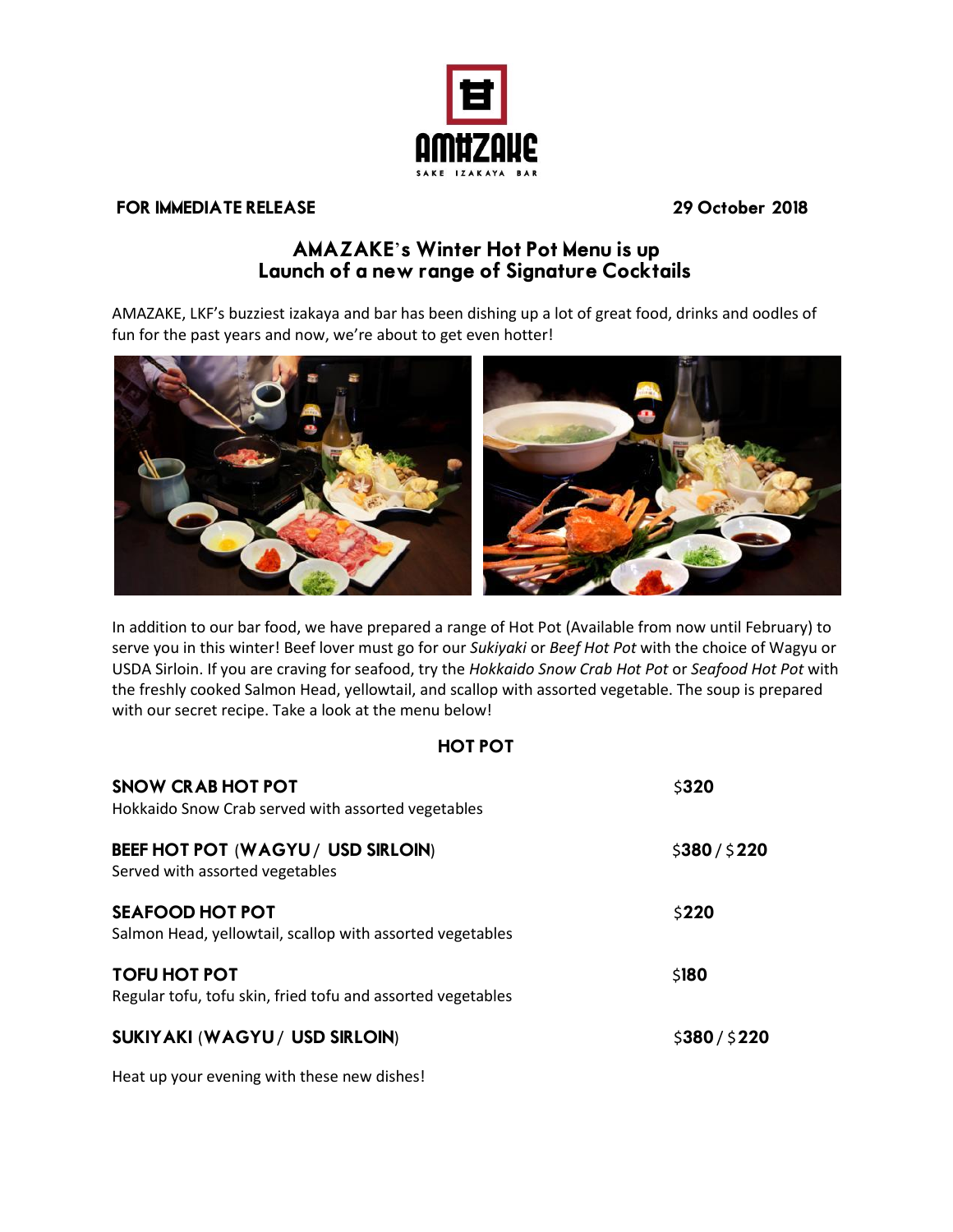AMAZAKE
SAKE IZAKAYA BAR

**FOR IMMEDIATE RELEASE** **29 October 2018**

# AMAZAKE's Winter Hot Pot Menu is up
## Launch of a new range of Signature Cocktails

AMAZAKE, LKF's buzziest izakaya and bar has been dishing up a lot of great food, drinks and oodles of fun for the past years and now, we're about to get even hotter!

In addition to our bar food, we have prepared a range of Hot Pot (Available from now until February) to serve you in this winter! Beef lover must go for our *Sukiyaki* or *Beef Hot Pot* with the choice of Wagyu or USDA Sirloin. If you are craving for seafood, try the *Hokkaido Snow Crab Hot Pot* or *Seafood Hot Pot* with the freshly cooked Salmon Head, yellowtail, and scallop with assorted vegetable. The soup is prepared with our secret recipe. Take a look at the menu below!

### HOT POT

**SNOW CRAB HOT POT** — $**320**
Hokkaido Snow Crab served with assorted vegetables

**BEEF HOT POT (WAGYU / USD SIRLOIN)** — $**380** / $**220**
Served with assorted vegetables

**SEAFOOD HOT POT** — $**220**
Salmon Head, yellowtail, scallop with assorted vegetables

**TOFU HOT POT** — $**180**
Regular tofu, tofu skin, fried tofu and assorted vegetables

**SUKIYAKI (WAGYU / USD SIRLOIN)** — $**380** / $**220**

Heat up your evening with these new dishes!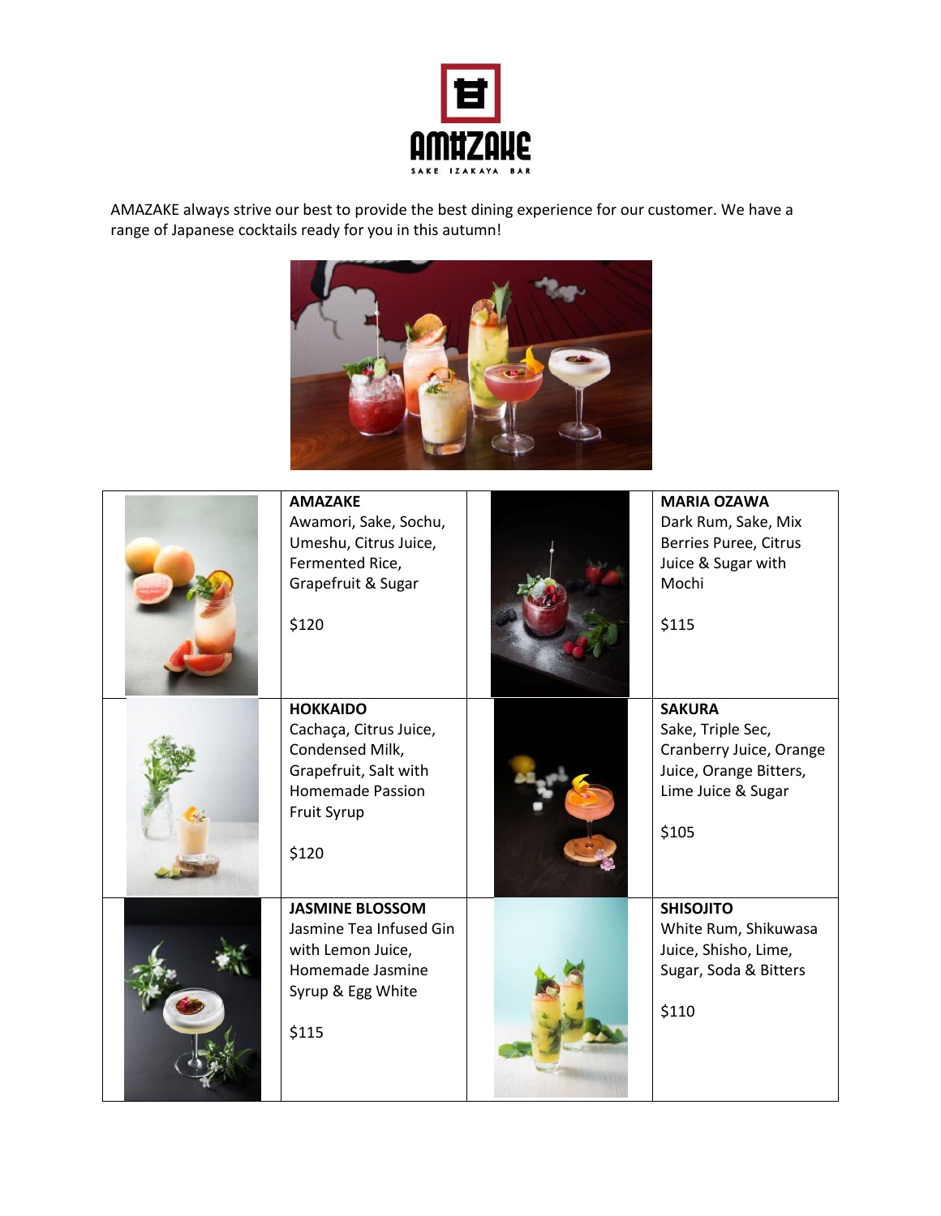AMAZAKE

SAKE IZAKAYA BAR

AMAZAKE always strive our best to provide the best dining experience for our customer. We have a range of Japanese cocktails ready for you in this autumn!

| | | | |
|---|---|---|---|
| | **AMAZAKE**<br>Awamori, Sake, Sochu, Umeshu, Citrus Juice, Fermented Rice, Grapefruit & Sugar<br><br>$120 | | **MARIA OZAWA**<br>Dark Rum, Sake, Mix Berries Puree, Citrus Juice & Sugar with Mochi<br><br>$115 |
| | **HOKKAIDO**<br>Cachaça, Citrus Juice, Condensed Milk, Grapefruit, Salt with Homemade Passion Fruit Syrup<br><br>$120 | | **SAKURA**<br>Sake, Triple Sec, Cranberry Juice, Orange Juice, Orange Bitters, Lime Juice & Sugar<br><br>$105 |
| | **JASMINE BLOSSOM**<br>Jasmine Tea Infused Gin with Lemon Juice, Homemade Jasmine Syrup & Egg White<br><br>$115 | | **SHISOJITO**<br>White Rum, Shikuwasa Juice, Shisho, Lime, Sugar, Soda & Bitters<br><br>$110 |